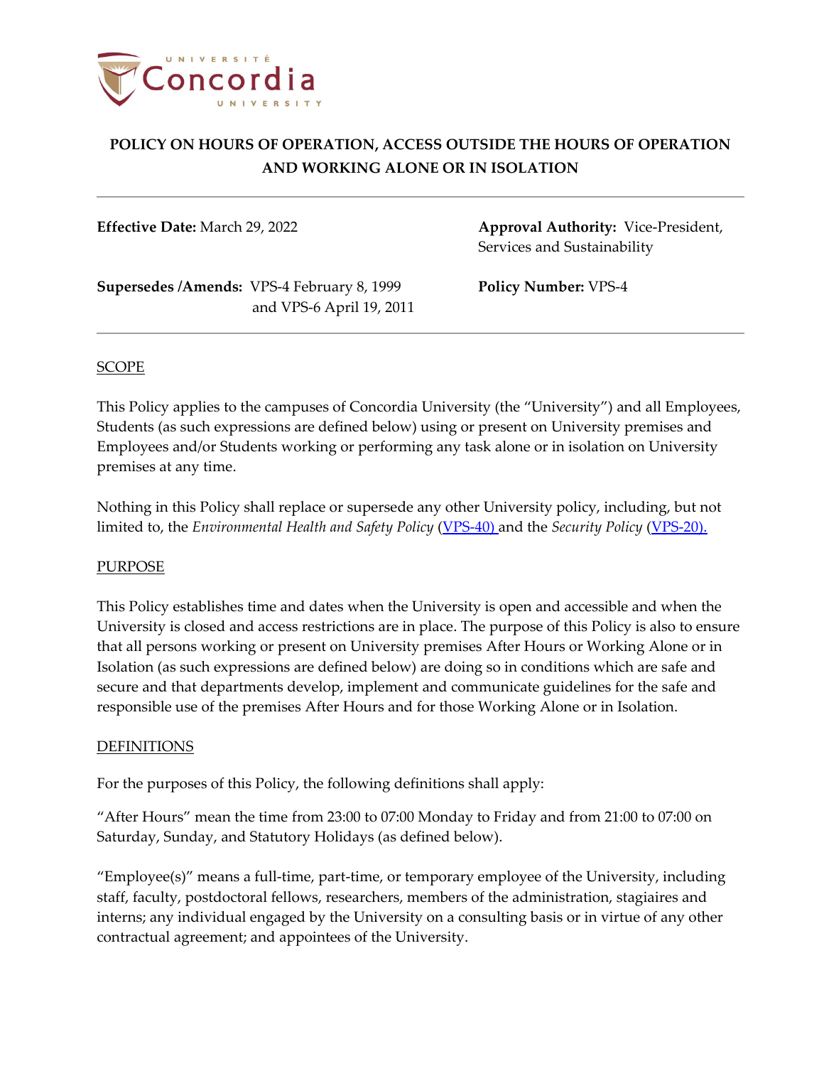# POLICY ON HOURS OF OPERATION, ACCESS OUTSIDE THE HOURS OF OPERATION AND WORKING ALONE OR IN ISOLATION

**Effective Date:** March 29, 2022

**Approval Authority:** Vice-President, Services and Sustainability

**Supersedes /Amends:** VPS-4 February 8, 1999 and VPS-6 April 19, 2011

**Policy Number:** VPS-4

---

## SCOPE

This Policy applies to the campuses of Concordia University (the "University") and all Employees, Students (as such expressions are defined below) using or present on University premises and Employees and/or Students working or performing any task alone or in isolation on University premises at any time.

Nothing in this Policy shall replace or supersede any other University policy, including, but not limited to, the *Environmental Health and Safety Policy* (VPS-40) and the *Security Policy* (VPS-20).

## PURPOSE

This Policy establishes time and dates when the University is open and accessible and when the University is closed and access restrictions are in place. The purpose of this Policy is also to ensure that all persons working or present on University premises After Hours or Working Alone or in Isolation (as such expressions are defined below) are doing so in conditions which are safe and secure and that departments develop, implement and communicate guidelines for the safe and responsible use of the premises After Hours and for those Working Alone or in Isolation.

## DEFINITIONS

For the purposes of this Policy, the following definitions shall apply:

"After Hours" mean the time from 23:00 to 07:00 Monday to Friday and from 21:00 to 07:00 on Saturday, Sunday, and Statutory Holidays (as defined below).

"Employee(s)" means a full-time, part-time, or temporary employee of the University, including staff, faculty, postdoctoral fellows, researchers, members of the administration, stagiaires and interns; any individual engaged by the University on a consulting basis or in virtue of any other contractual agreement; and appointees of the University.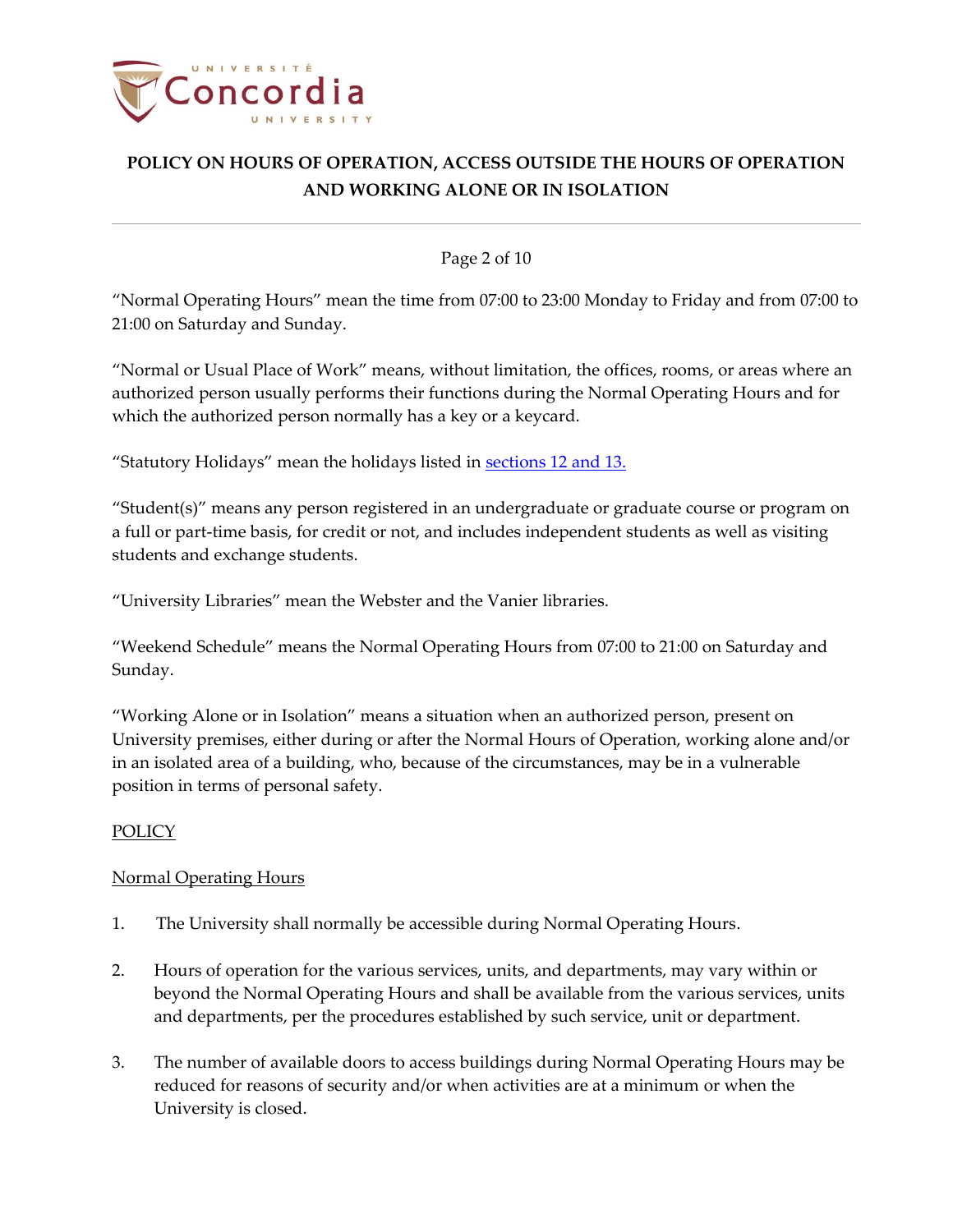"Normal Operating Hours" mean the time from 07:00 to 23:00 Monday to Friday and from 07:00 to 21:00 on Saturday and Sunday.

"Normal or Usual Place of Work" means, without limitation, the offices, rooms, or areas where an authorized person usually performs their functions during the Normal Operating Hours and for which the authorized person normally has a key or a keycard.

"Statutory Holidays" mean the holidays listed in [sections 12 and 13.](#)

"Student(s)" means any person registered in an undergraduate or graduate course or program on a full or part-time basis, for credit or not, and includes independent students as well as visiting students and exchange students.

"University Libraries" mean the Webster and the Vanier libraries.

"Weekend Schedule" means the Normal Operating Hours from 07:00 to 21:00 on Saturday and Sunday.

"Working Alone or in Isolation" means a situation when an authorized person, present on University premises, either during or after the Normal Hours of Operation, working alone and/or in an isolated area of a building, who, because of the circumstances, may be in a vulnerable position in terms of personal safety.

## POLICY

### Normal Operating Hours

1. The University shall normally be accessible during Normal Operating Hours.

2. Hours of operation for the various services, units, and departments, may vary within or beyond the Normal Operating Hours and shall be available from the various services, units and departments, per the procedures established by such service, unit or department.

3. The number of available doors to access buildings during Normal Operating Hours may be reduced for reasons of security and/or when activities are at a minimum or when the University is closed.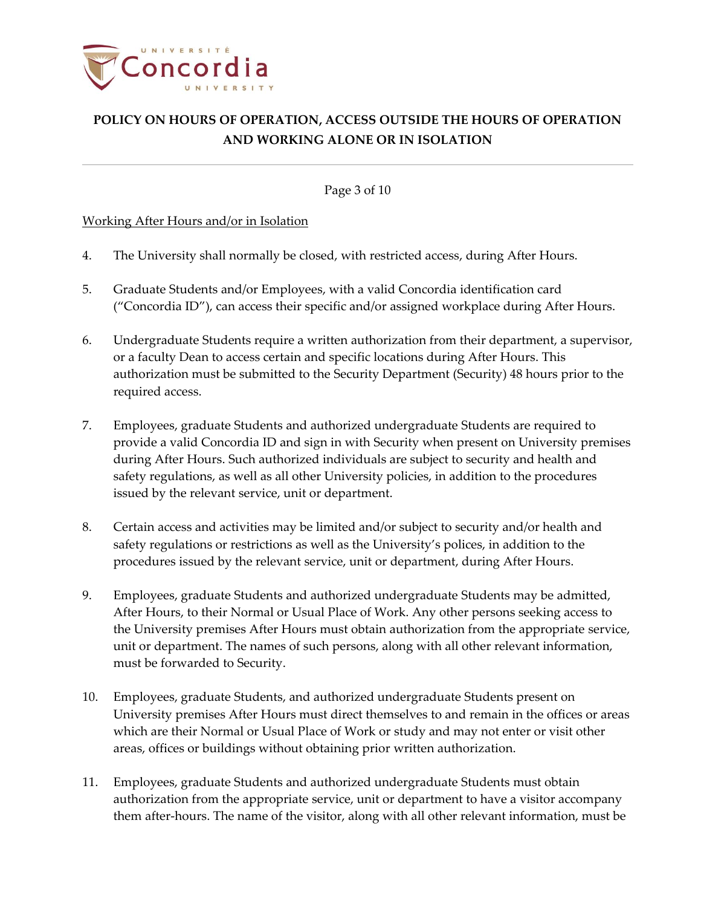Working After Hours and/or in Isolation

4. The University shall normally be closed, with restricted access, during After Hours.

5. Graduate Students and/or Employees, with a valid Concordia identification card ("Concordia ID"), can access their specific and/or assigned workplace during After Hours.

6. Undergraduate Students require a written authorization from their department, a supervisor, or a faculty Dean to access certain and specific locations during After Hours. This authorization must be submitted to the Security Department (Security) 48 hours prior to the required access.

7. Employees, graduate Students and authorized undergraduate Students are required to provide a valid Concordia ID and sign in with Security when present on University premises during After Hours. Such authorized individuals are subject to security and health and safety regulations, as well as all other University policies, in addition to the procedures issued by the relevant service, unit or department.

8. Certain access and activities may be limited and/or subject to security and/or health and safety regulations or restrictions as well as the University's polices, in addition to the procedures issued by the relevant service, unit or department, during After Hours.

9. Employees, graduate Students and authorized undergraduate Students may be admitted, After Hours, to their Normal or Usual Place of Work. Any other persons seeking access to the University premises After Hours must obtain authorization from the appropriate service, unit or department. The names of such persons, along with all other relevant information, must be forwarded to Security.

10. Employees, graduate Students, and authorized undergraduate Students present on University premises After Hours must direct themselves to and remain in the offices or areas which are their Normal or Usual Place of Work or study and may not enter or visit other areas, offices or buildings without obtaining prior written authorization.

11. Employees, graduate Students and authorized undergraduate Students must obtain authorization from the appropriate service, unit or department to have a visitor accompany them after-hours. The name of the visitor, along with all other relevant information, must be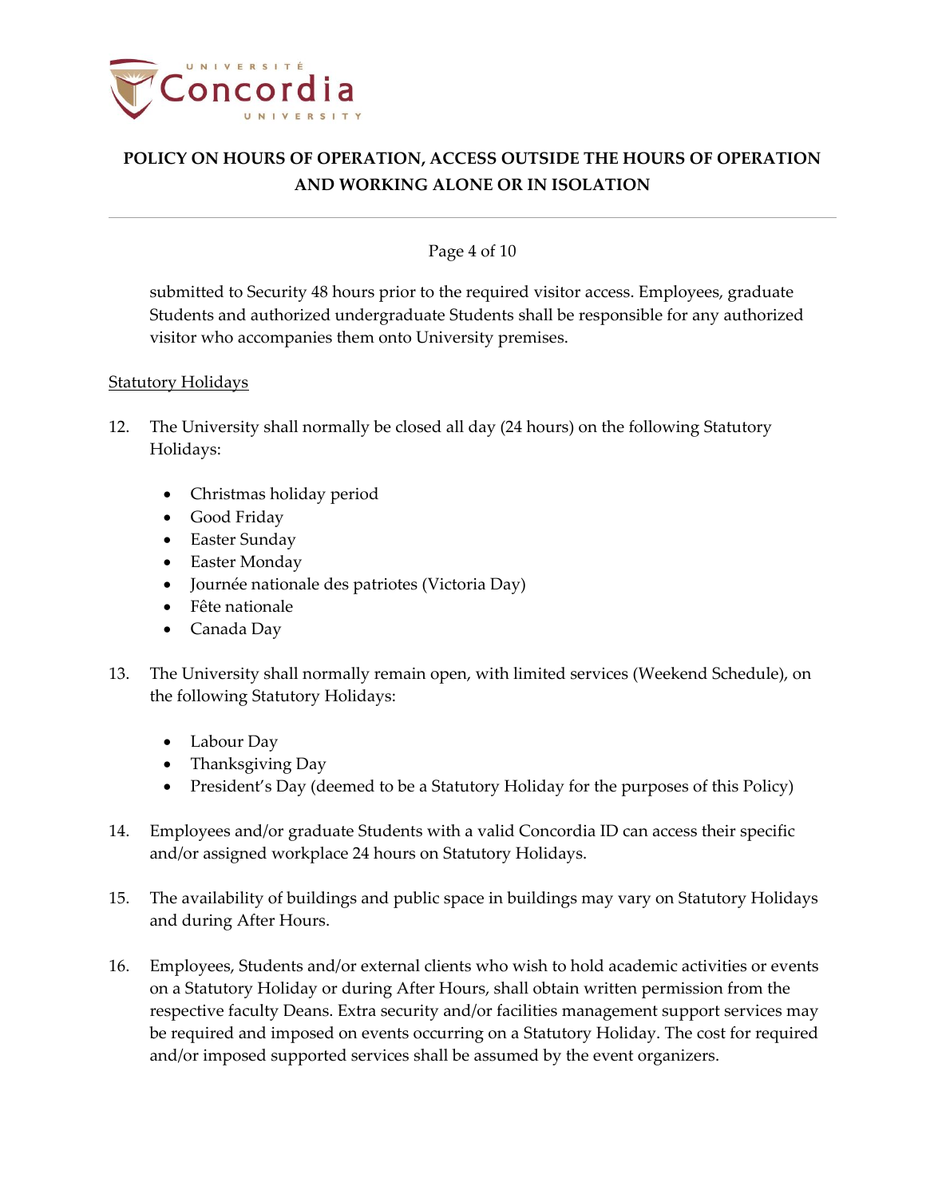submitted to Security 48 hours prior to the required visitor access. Employees, graduate Students and authorized undergraduate Students shall be responsible for any authorized visitor who accompanies them onto University premises.

<u>Statutory Holidays</u>

12. The University shall normally be closed all day (24 hours) on the following Statutory Holidays:

    - Christmas holiday period
    - Good Friday
    - Easter Sunday
    - Easter Monday
    - Journée nationale des patriotes (Victoria Day)
    - Fête nationale
    - Canada Day

13. The University shall normally remain open, with limited services (Weekend Schedule), on the following Statutory Holidays:

    - Labour Day
    - Thanksgiving Day
    - President's Day (deemed to be a Statutory Holiday for the purposes of this Policy)

14. Employees and/or graduate Students with a valid Concordia ID can access their specific and/or assigned workplace 24 hours on Statutory Holidays.

15. The availability of buildings and public space in buildings may vary on Statutory Holidays and during After Hours.

16. Employees, Students and/or external clients who wish to hold academic activities or events on a Statutory Holiday or during After Hours, shall obtain written permission from the respective faculty Deans. Extra security and/or facilities management support services may be required and imposed on events occurring on a Statutory Holiday. The cost for required and/or imposed supported services shall be assumed by the event organizers.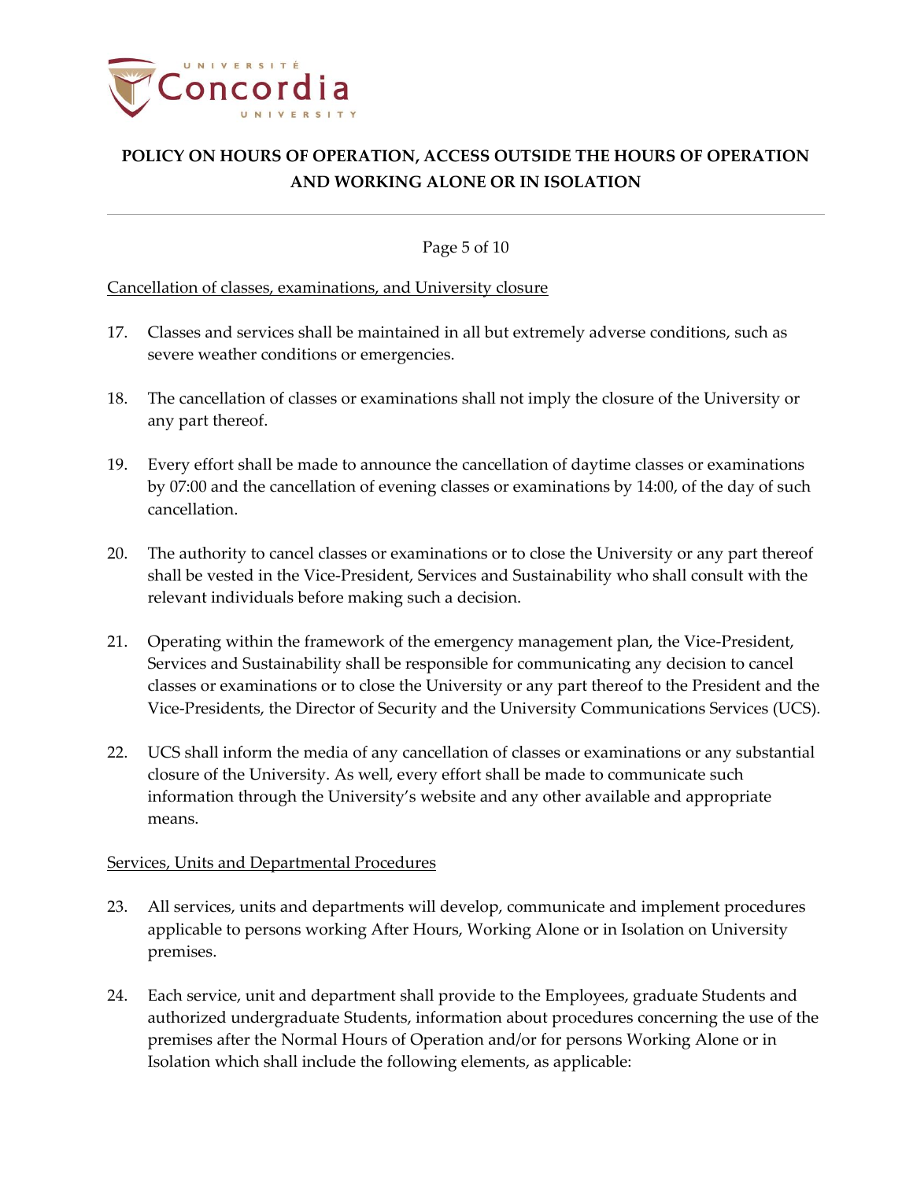Cancellation of classes, examinations, and University closure

17. Classes and services shall be maintained in all but extremely adverse conditions, such as severe weather conditions or emergencies.

18. The cancellation of classes or examinations shall not imply the closure of the University or any part thereof.

19. Every effort shall be made to announce the cancellation of daytime classes or examinations by 07:00 and the cancellation of evening classes or examinations by 14:00, of the day of such cancellation.

20. The authority to cancel classes or examinations or to close the University or any part thereof shall be vested in the Vice-President, Services and Sustainability who shall consult with the relevant individuals before making such a decision.

21. Operating within the framework of the emergency management plan, the Vice-President, Services and Sustainability shall be responsible for communicating any decision to cancel classes or examinations or to close the University or any part thereof to the President and the Vice-Presidents, the Director of Security and the University Communications Services (UCS).

22. UCS shall inform the media of any cancellation of classes or examinations or any substantial closure of the University. As well, every effort shall be made to communicate such information through the University's website and any other available and appropriate means.

Services, Units and Departmental Procedures

23. All services, units and departments will develop, communicate and implement procedures applicable to persons working After Hours, Working Alone or in Isolation on University premises.

24. Each service, unit and department shall provide to the Employees, graduate Students and authorized undergraduate Students, information about procedures concerning the use of the premises after the Normal Hours of Operation and/or for persons Working Alone or in Isolation which shall include the following elements, as applicable: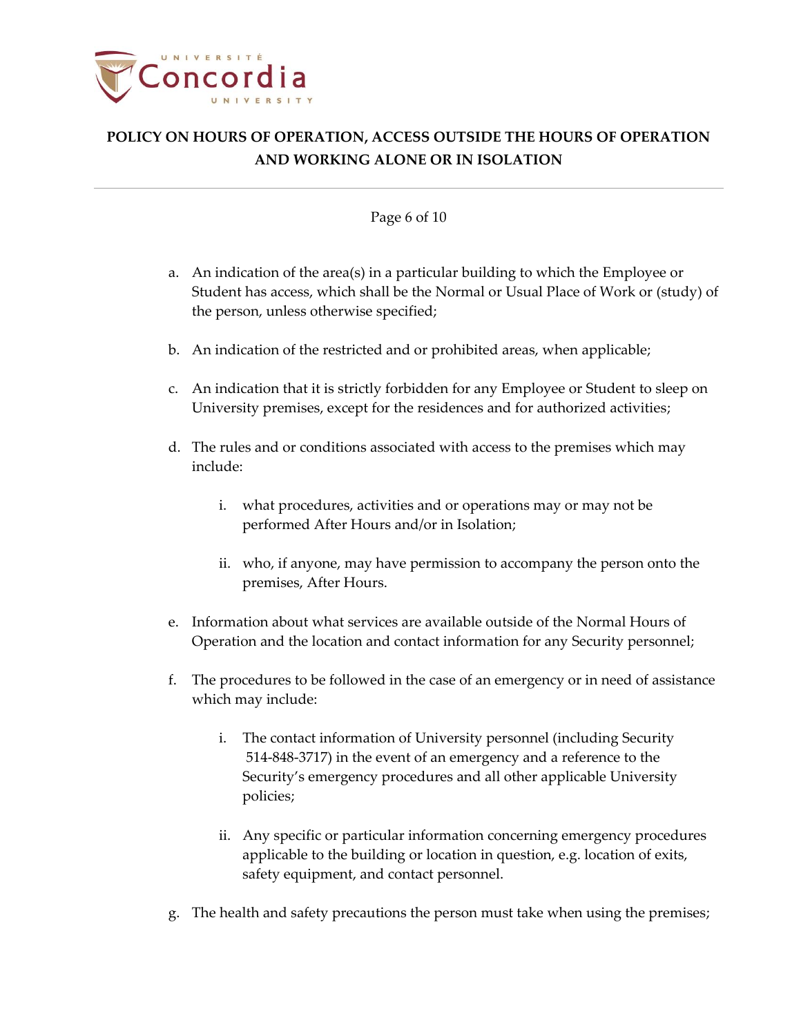a. An indication of the area(s) in a particular building to which the Employee or Student has access, which shall be the Normal or Usual Place of Work or (study) of the person, unless otherwise specified;

b. An indication of the restricted and or prohibited areas, when applicable;

c. An indication that it is strictly forbidden for any Employee or Student to sleep on University premises, except for the residences and for authorized activities;

d. The rules and or conditions associated with access to the premises which may include:

   i. what procedures, activities and or operations may or may not be performed After Hours and/or in Isolation;

   ii. who, if anyone, may have permission to accompany the person onto the premises, After Hours.

e. Information about what services are available outside of the Normal Hours of Operation and the location and contact information for any Security personnel;

f. The procedures to be followed in the case of an emergency or in need of assistance which may include:

   i. The contact information of University personnel (including Security 514-848-3717) in the event of an emergency and a reference to the Security's emergency procedures and all other applicable University policies;

   ii. Any specific or particular information concerning emergency procedures applicable to the building or location in question, e.g. location of exits, safety equipment, and contact personnel.

g. The health and safety precautions the person must take when using the premises;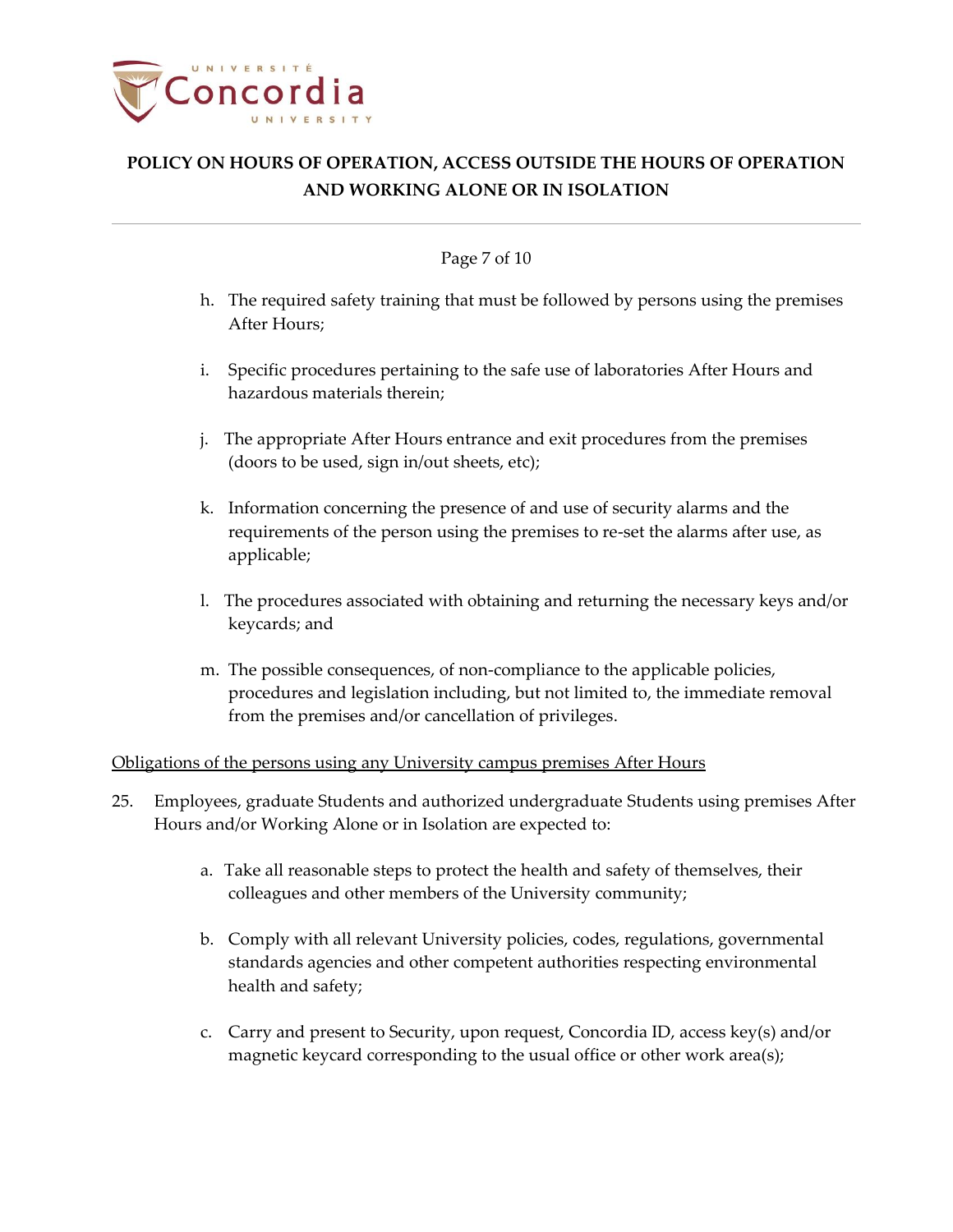h. The required safety training that must be followed by persons using the premises After Hours;

i. Specific procedures pertaining to the safe use of laboratories After Hours and hazardous materials therein;

j. The appropriate After Hours entrance and exit procedures from the premises (doors to be used, sign in/out sheets, etc);

k. Information concerning the presence of and use of security alarms and the requirements of the person using the premises to re-set the alarms after use, as applicable;

l. The procedures associated with obtaining and returning the necessary keys and/or keycards; and

m. The possible consequences, of non-compliance to the applicable policies, procedures and legislation including, but not limited to, the immediate removal from the premises and/or cancellation of privileges.

<u>Obligations of the persons using any University campus premises After Hours</u>

25. Employees, graduate Students and authorized undergraduate Students using premises After Hours and/or Working Alone or in Isolation are expected to:

    a. Take all reasonable steps to protect the health and safety of themselves, their colleagues and other members of the University community;

    b. Comply with all relevant University policies, codes, regulations, governmental standards agencies and other competent authorities respecting environmental health and safety;

    c. Carry and present to Security, upon request, Concordia ID, access key(s) and/or magnetic keycard corresponding to the usual office or other work area(s);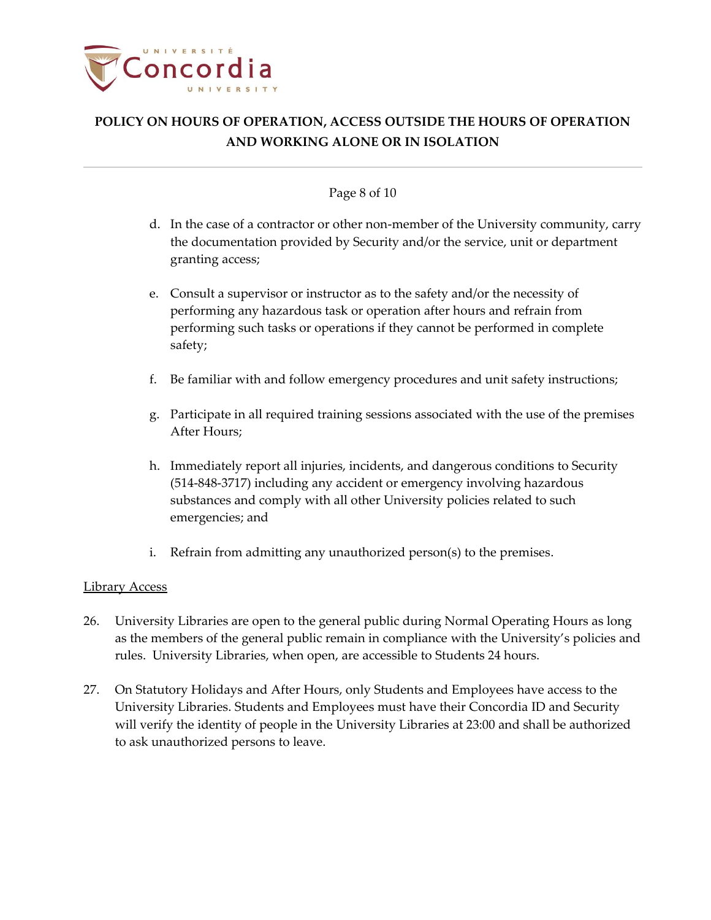d. In the case of a contractor or other non-member of the University community, carry the documentation provided by Security and/or the service, unit or department granting access;

e. Consult a supervisor or instructor as to the safety and/or the necessity of performing any hazardous task or operation after hours and refrain from performing such tasks or operations if they cannot be performed in complete safety;

f. Be familiar with and follow emergency procedures and unit safety instructions;

g. Participate in all required training sessions associated with the use of the premises After Hours;

h. Immediately report all injuries, incidents, and dangerous conditions to Security (514-848-3717) including any accident or emergency involving hazardous substances and comply with all other University policies related to such emergencies; and

i. Refrain from admitting any unauthorized person(s) to the premises.

<u>Library Access</u>

26. University Libraries are open to the general public during Normal Operating Hours as long as the members of the general public remain in compliance with the University's policies and rules. University Libraries, when open, are accessible to Students 24 hours.

27. On Statutory Holidays and After Hours, only Students and Employees have access to the University Libraries. Students and Employees must have their Concordia ID and Security will verify the identity of people in the University Libraries at 23:00 and shall be authorized to ask unauthorized persons to leave.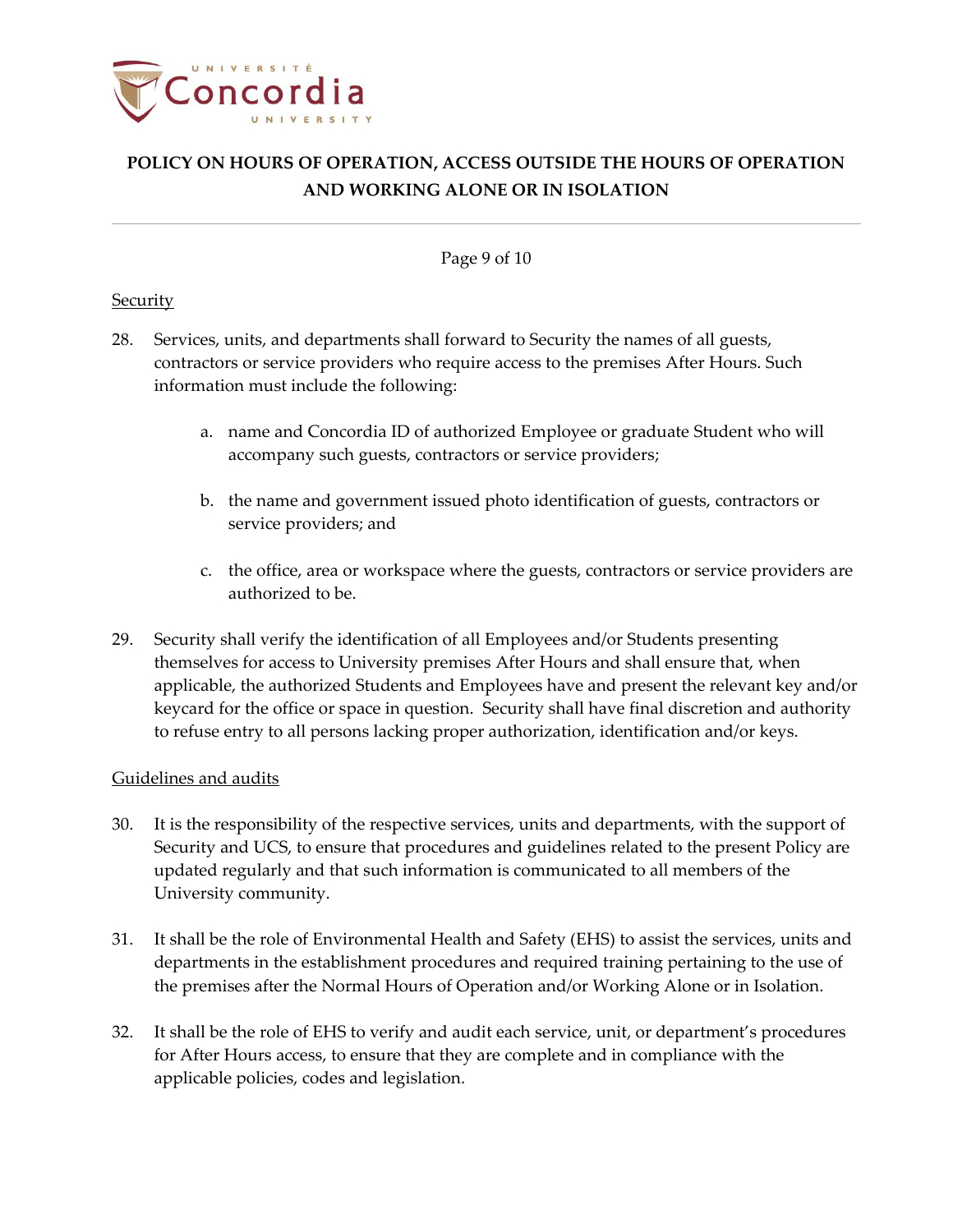## Security

28. Services, units, and departments shall forward to Security the names of all guests, contractors or service providers who require access to the premises After Hours. Such information must include the following:

    a. name and Concordia ID of authorized Employee or graduate Student who will accompany such guests, contractors or service providers;

    b. the name and government issued photo identification of guests, contractors or service providers; and

    c. the office, area or workspace where the guests, contractors or service providers are authorized to be.

29. Security shall verify the identification of all Employees and/or Students presenting themselves for access to University premises After Hours and shall ensure that, when applicable, the authorized Students and Employees have and present the relevant key and/or keycard for the office or space in question. Security shall have final discretion and authority to refuse entry to all persons lacking proper authorization, identification and/or keys.

## Guidelines and audits

30. It is the responsibility of the respective services, units and departments, with the support of Security and UCS, to ensure that procedures and guidelines related to the present Policy are updated regularly and that such information is communicated to all members of the University community.

31. It shall be the role of Environmental Health and Safety (EHS) to assist the services, units and departments in the establishment procedures and required training pertaining to the use of the premises after the Normal Hours of Operation and/or Working Alone or in Isolation.

32. It shall be the role of EHS to verify and audit each service, unit, or department's procedures for After Hours access, to ensure that they are complete and in compliance with the applicable policies, codes and legislation.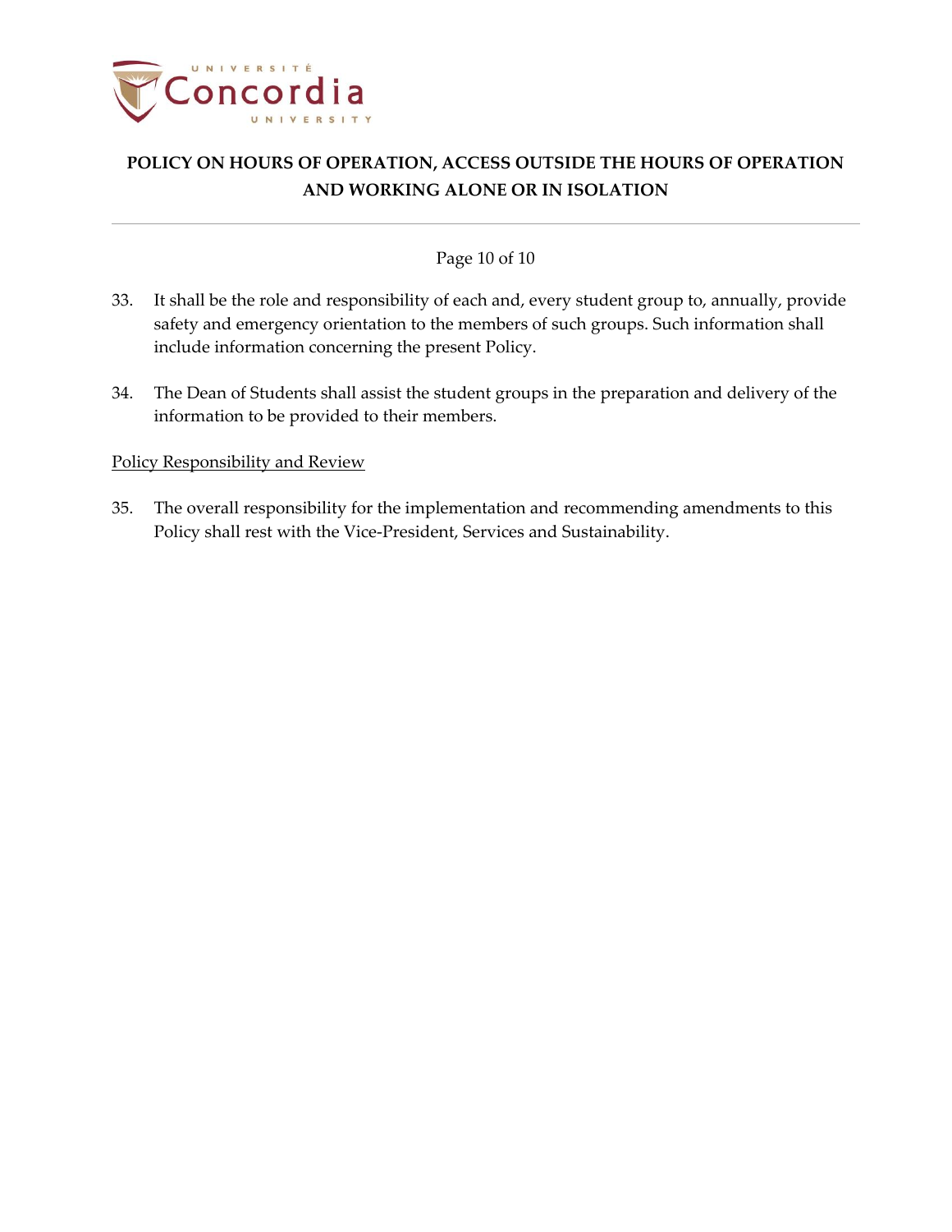33. It shall be the role and responsibility of each and, every student group to, annually, provide safety and emergency orientation to the members of such groups. Such information shall include information concerning the present Policy.

34. The Dean of Students shall assist the student groups in the preparation and delivery of the information to be provided to their members.

<u>Policy Responsibility and Review</u>

35. The overall responsibility for the implementation and recommending amendments to this Policy shall rest with the Vice-President, Services and Sustainability.